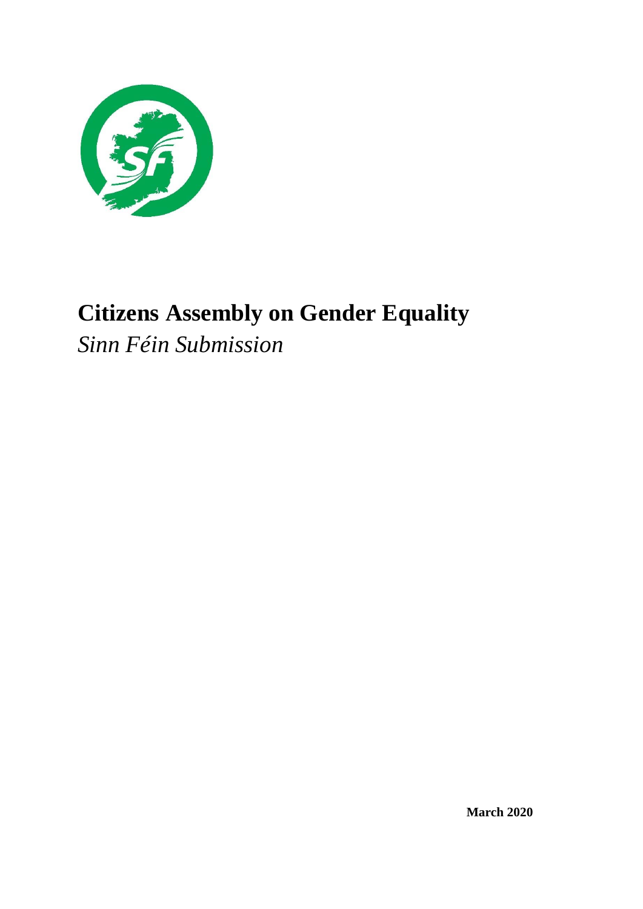# Citizens Assembly on Gender Equality

*Sinn Féin Submission*

**March 2020**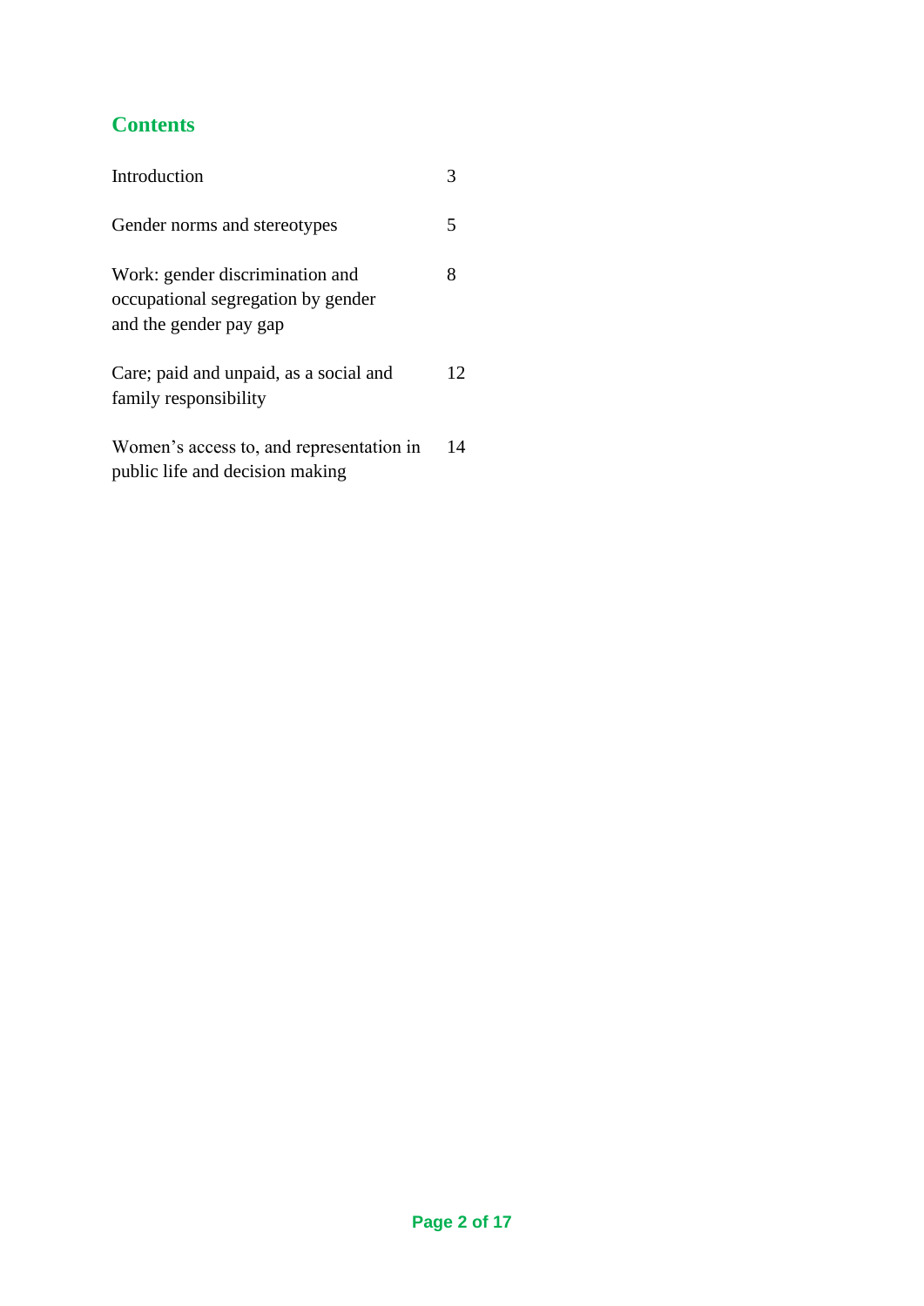## Contents

| | |
|---|---|
| Introduction | 3 |
| Gender norms and stereotypes | 5 |
| Work: gender discrimination and occupational segregation by gender and the gender pay gap | 8 |
| Care; paid and unpaid, as a social and family responsibility | 12 |
| Women's access to, and representation in public life and decision making | 14 |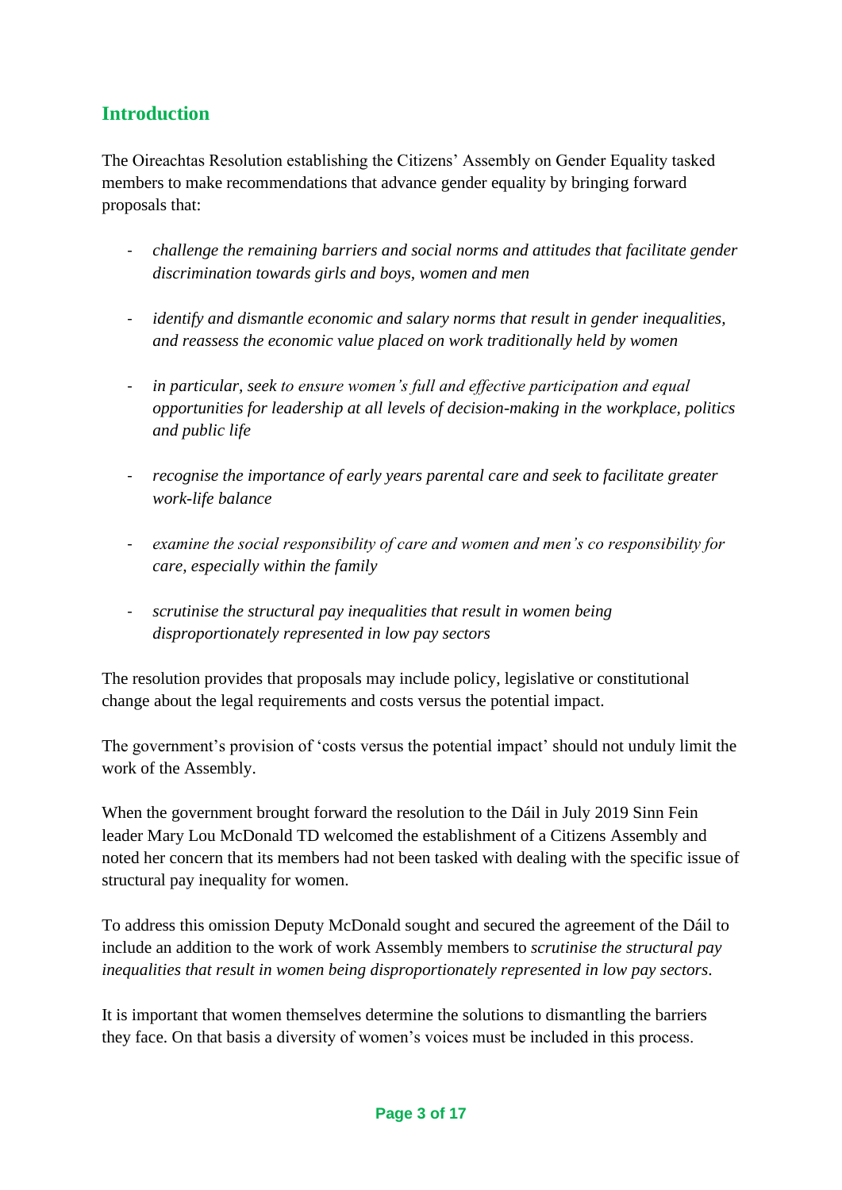## Introduction

The Oireachtas Resolution establishing the Citizens' Assembly on Gender Equality tasked members to make recommendations that advance gender equality by bringing forward proposals that:

- *challenge the remaining barriers and social norms and attitudes that facilitate gender discrimination towards girls and boys, women and men*
- *identify and dismantle economic and salary norms that result in gender inequalities, and reassess the economic value placed on work traditionally held by women*
- *in particular, seek to ensure women's full and effective participation and equal opportunities for leadership at all levels of decision-making in the workplace, politics and public life*
- *recognise the importance of early years parental care and seek to facilitate greater work-life balance*
- *examine the social responsibility of care and women and men's co responsibility for care, especially within the family*
- *scrutinise the structural pay inequalities that result in women being disproportionately represented in low pay sectors*

The resolution provides that proposals may include policy, legislative or constitutional change about the legal requirements and costs versus the potential impact.

The government's provision of 'costs versus the potential impact' should not unduly limit the work of the Assembly.

When the government brought forward the resolution to the Dáil in July 2019 Sinn Fein leader Mary Lou McDonald TD welcomed the establishment of a Citizens Assembly and noted her concern that its members had not been tasked with dealing with the specific issue of structural pay inequality for women.

To address this omission Deputy McDonald sought and secured the agreement of the Dáil to include an addition to the work of work Assembly members to *scrutinise the structural pay inequalities that result in women being disproportionately represented in low pay sectors*.

It is important that women themselves determine the solutions to dismantling the barriers they face. On that basis a diversity of women's voices must be included in this process.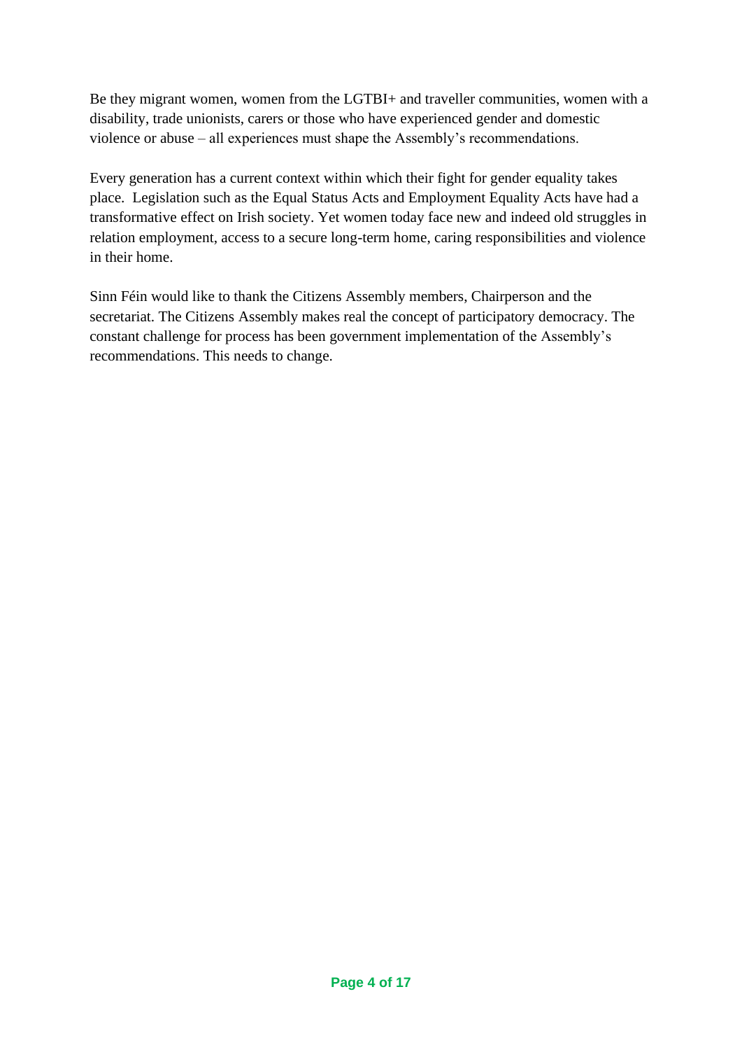Be they migrant women, women from the LGTBI+ and traveller communities, women with a disability, trade unionists, carers or those who have experienced gender and domestic violence or abuse – all experiences must shape the Assembly's recommendations.

Every generation has a current context within which their fight for gender equality takes place. Legislation such as the Equal Status Acts and Employment Equality Acts have had a transformative effect on Irish society. Yet women today face new and indeed old struggles in relation employment, access to a secure long-term home, caring responsibilities and violence in their home.

Sinn Féin would like to thank the Citizens Assembly members, Chairperson and the secretariat. The Citizens Assembly makes real the concept of participatory democracy. The constant challenge for process has been government implementation of the Assembly's recommendations. This needs to change.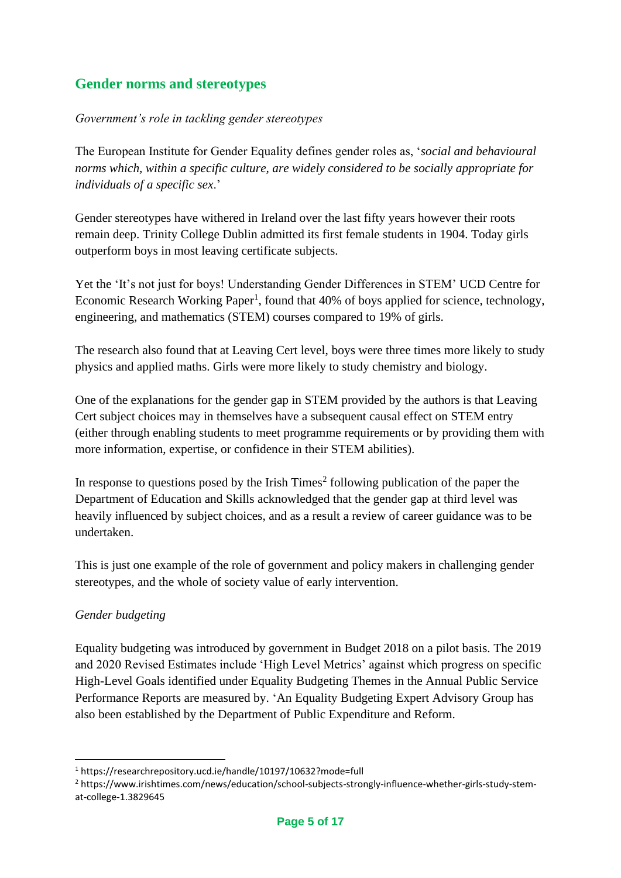## Gender norms and stereotypes

*Government's role in tackling gender stereotypes*

The European Institute for Gender Equality defines gender roles as, '*social and behavioural norms which, within a specific culture, are widely considered to be socially appropriate for individuals of a specific sex*.'

Gender stereotypes have withered in Ireland over the last fifty years however their roots remain deep. Trinity College Dublin admitted its first female students in 1904. Today girls outperform boys in most leaving certificate subjects.

Yet the 'It's not just for boys! Understanding Gender Differences in STEM' UCD Centre for Economic Research Working Paper[1], found that 40% of boys applied for science, technology, engineering, and mathematics (STEM) courses compared to 19% of girls.

The research also found that at Leaving Cert level, boys were three times more likely to study physics and applied maths. Girls were more likely to study chemistry and biology.

One of the explanations for the gender gap in STEM provided by the authors is that Leaving Cert subject choices may in themselves have a subsequent causal effect on STEM entry (either through enabling students to meet programme requirements or by providing them with more information, expertise, or confidence in their STEM abilities).

In response to questions posed by the Irish Times[2] following publication of the paper the Department of Education and Skills acknowledged that the gender gap at third level was heavily influenced by subject choices, and as a result a review of career guidance was to be undertaken.

This is just one example of the role of government and policy makers in challenging gender stereotypes, and the whole of society value of early intervention.

*Gender budgeting*

Equality budgeting was introduced by government in Budget 2018 on a pilot basis. The 2019 and 2020 Revised Estimates include 'High Level Metrics' against which progress on specific High-Level Goals identified under Equality Budgeting Themes in the Annual Public Service Performance Reports are measured by. 'An Equality Budgeting Expert Advisory Group has also been established by the Department of Public Expenditure and Reform.

---

[1] https://researchrepository.ucd.ie/handle/10197/10632?mode=full

[2] https://www.irishtimes.com/news/education/school-subjects-strongly-influence-whether-girls-study-stem-at-college-1.3829645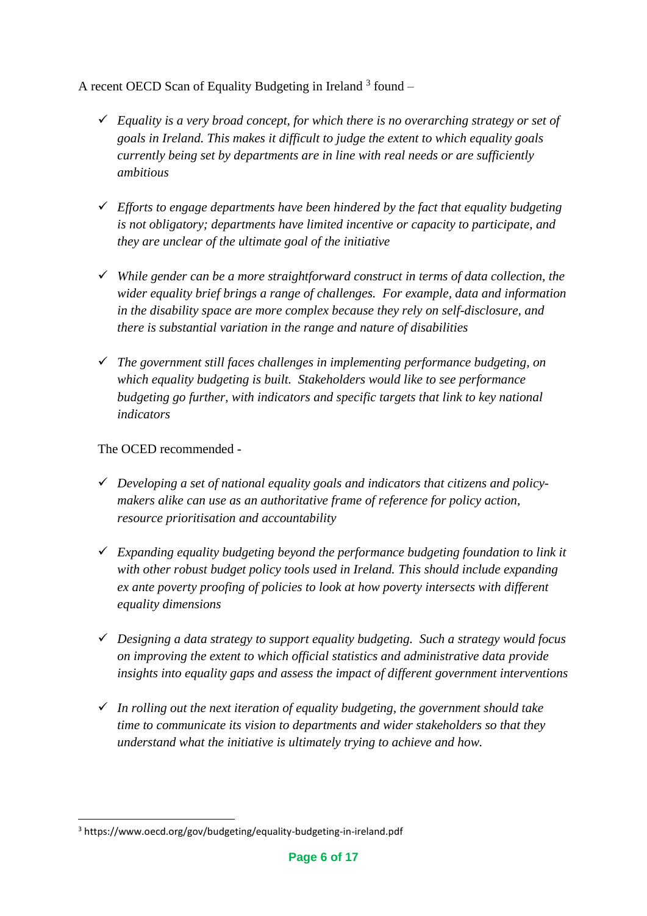A recent OECD Scan of Equality Budgeting in Ireland [3] found –

- ✓ *Equality is a very broad concept, for which there is no overarching strategy or set of goals in Ireland. This makes it difficult to judge the extent to which equality goals currently being set by departments are in line with real needs or are sufficiently ambitious*

- ✓ *Efforts to engage departments have been hindered by the fact that equality budgeting is not obligatory; departments have limited incentive or capacity to participate, and they are unclear of the ultimate goal of the initiative*

- ✓ *While gender can be a more straightforward construct in terms of data collection, the wider equality brief brings a range of challenges. For example, data and information in the disability space are more complex because they rely on self-disclosure, and there is substantial variation in the range and nature of disabilities*

- ✓ *The government still faces challenges in implementing performance budgeting, on which equality budgeting is built. Stakeholders would like to see performance budgeting go further, with indicators and specific targets that link to key national indicators*

The OCED recommended -

- ✓ *Developing a set of national equality goals and indicators that citizens and policy-makers alike can use as an authoritative frame of reference for policy action, resource prioritisation and accountability*

- ✓ *Expanding equality budgeting beyond the performance budgeting foundation to link it with other robust budget policy tools used in Ireland. This should include expanding ex ante poverty proofing of policies to look at how poverty intersects with different equality dimensions*

- ✓ *Designing a data strategy to support equality budgeting. Such a strategy would focus on improving the extent to which official statistics and administrative data provide insights into equality gaps and assess the impact of different government interventions*

- ✓ *In rolling out the next iteration of equality budgeting, the government should take time to communicate its vision to departments and wider stakeholders so that they understand what the initiative is ultimately trying to achieve and how.*

---

[3] https://www.oecd.org/gov/budgeting/equality-budgeting-in-ireland.pdf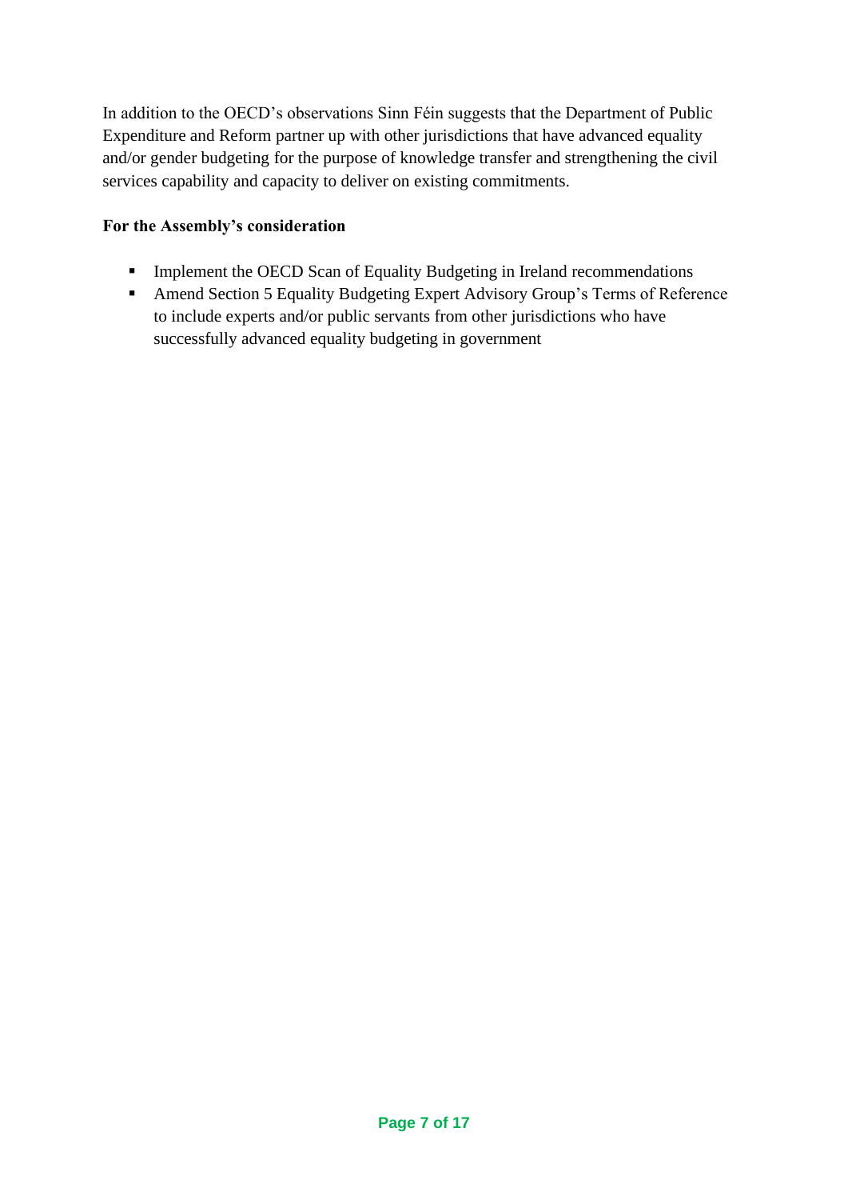In addition to the OECD's observations Sinn Féin suggests that the Department of Public Expenditure and Reform partner up with other jurisdictions that have advanced equality and/or gender budgeting for the purpose of knowledge transfer and strengthening the civil services capability and capacity to deliver on existing commitments.

**For the Assembly's consideration**

- Implement the OECD Scan of Equality Budgeting in Ireland recommendations
- Amend Section 5 Equality Budgeting Expert Advisory Group's Terms of Reference to include experts and/or public servants from other jurisdictions who have successfully advanced equality budgeting in government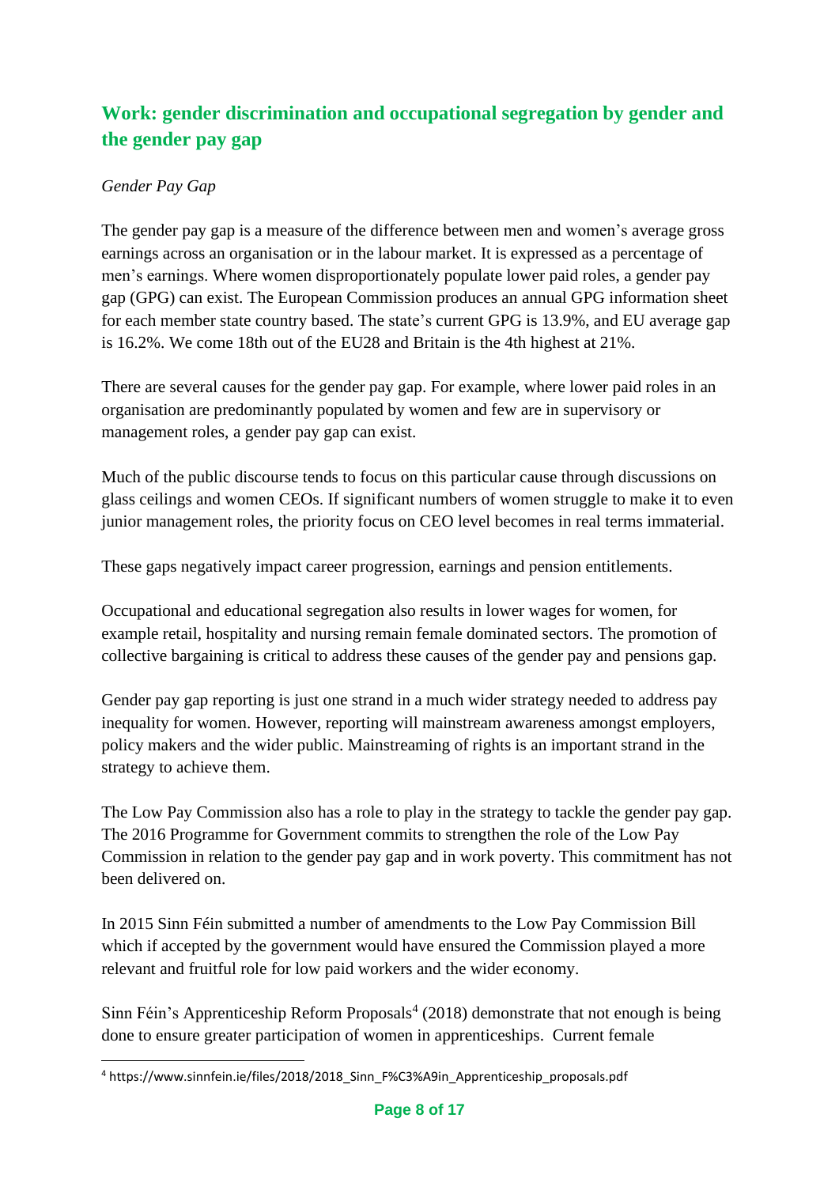## Work: gender discrimination and occupational segregation by gender and the gender pay gap

*Gender Pay Gap*

The gender pay gap is a measure of the difference between men and women's average gross earnings across an organisation or in the labour market. It is expressed as a percentage of men's earnings. Where women disproportionately populate lower paid roles, a gender pay gap (GPG) can exist. The European Commission produces an annual GPG information sheet for each member state country based. The state's current GPG is 13.9%, and EU average gap is 16.2%. We come 18th out of the EU28 and Britain is the 4th highest at 21%.

There are several causes for the gender pay gap. For example, where lower paid roles in an organisation are predominantly populated by women and few are in supervisory or management roles, a gender pay gap can exist.

Much of the public discourse tends to focus on this particular cause through discussions on glass ceilings and women CEOs. If significant numbers of women struggle to make it to even junior management roles, the priority focus on CEO level becomes in real terms immaterial.

These gaps negatively impact career progression, earnings and pension entitlements.

Occupational and educational segregation also results in lower wages for women, for example retail, hospitality and nursing remain female dominated sectors. The promotion of collective bargaining is critical to address these causes of the gender pay and pensions gap.

Gender pay gap reporting is just one strand in a much wider strategy needed to address pay inequality for women. However, reporting will mainstream awareness amongst employers, policy makers and the wider public. Mainstreaming of rights is an important strand in the strategy to achieve them.

The Low Pay Commission also has a role to play in the strategy to tackle the gender pay gap. The 2016 Programme for Government commits to strengthen the role of the Low Pay Commission in relation to the gender pay gap and in work poverty. This commitment has not been delivered on.

In 2015 Sinn Féin submitted a number of amendments to the Low Pay Commission Bill which if accepted by the government would have ensured the Commission played a more relevant and fruitful role for low paid workers and the wider economy.

Sinn Féin's Apprenticeship Reform Proposals[4] (2018) demonstrate that not enough is being done to ensure greater participation of women in apprenticeships. Current female

[4] https://www.sinnfein.ie/files/2018/2018_Sinn_F%C3%A9in_Apprenticeship_proposals.pdf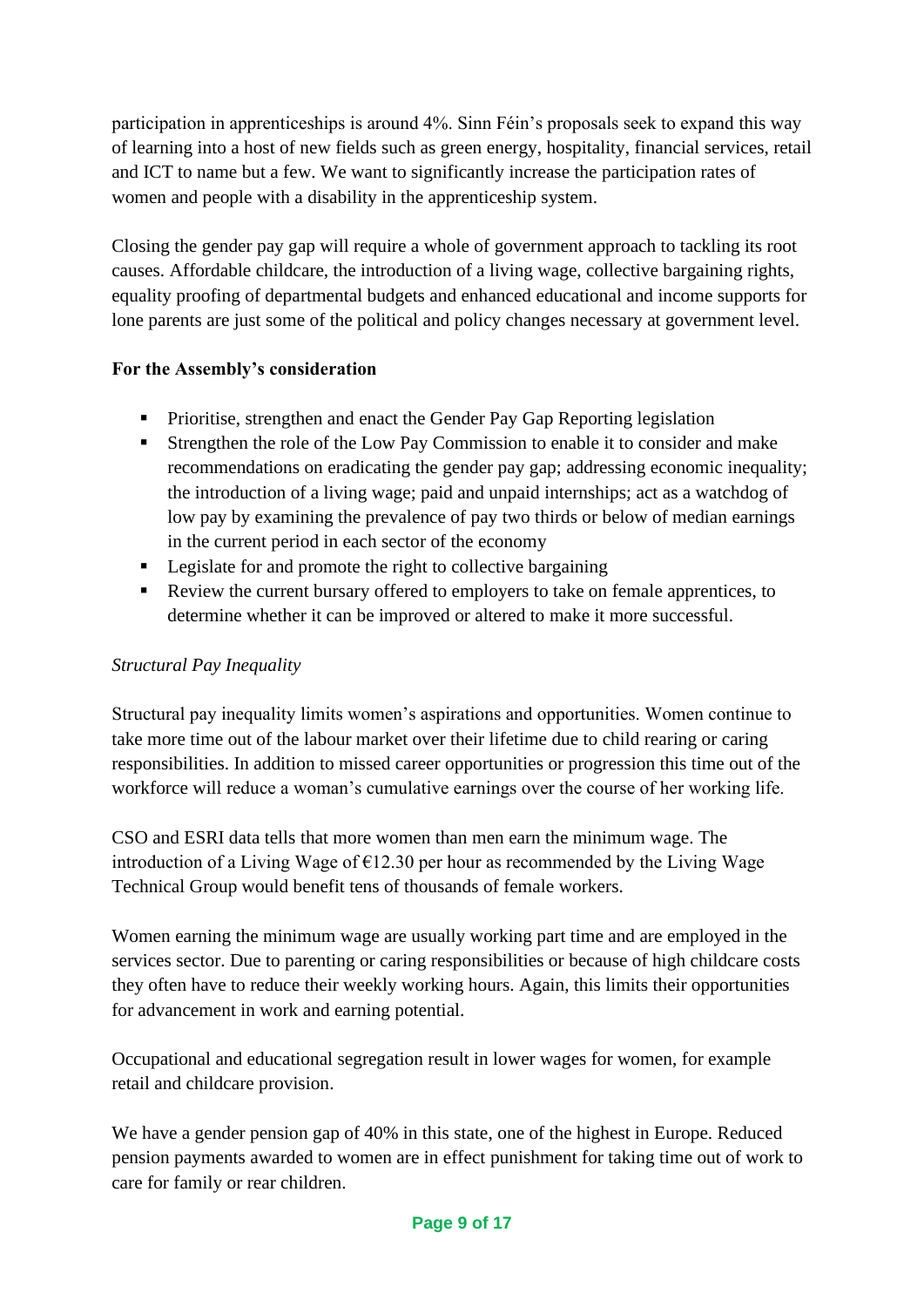participation in apprenticeships is around 4%. Sinn Féin's proposals seek to expand this way of learning into a host of new fields such as green energy, hospitality, financial services, retail and ICT to name but a few. We want to significantly increase the participation rates of women and people with a disability in the apprenticeship system.

Closing the gender pay gap will require a whole of government approach to tackling its root causes. Affordable childcare, the introduction of a living wage, collective bargaining rights, equality proofing of departmental budgets and enhanced educational and income supports for lone parents are just some of the political and policy changes necessary at government level.

**For the Assembly's consideration**

- Prioritise, strengthen and enact the Gender Pay Gap Reporting legislation
- Strengthen the role of the Low Pay Commission to enable it to consider and make recommendations on eradicating the gender pay gap; addressing economic inequality; the introduction of a living wage; paid and unpaid internships; act as a watchdog of low pay by examining the prevalence of pay two thirds or below of median earnings in the current period in each sector of the economy
- Legislate for and promote the right to collective bargaining
- Review the current bursary offered to employers to take on female apprentices, to determine whether it can be improved or altered to make it more successful.

*Structural Pay Inequality*

Structural pay inequality limits women's aspirations and opportunities. Women continue to take more time out of the labour market over their lifetime due to child rearing or caring responsibilities. In addition to missed career opportunities or progression this time out of the workforce will reduce a woman's cumulative earnings over the course of her working life.

CSO and ESRI data tells that more women than men earn the minimum wage. The introduction of a Living Wage of €12.30 per hour as recommended by the Living Wage Technical Group would benefit tens of thousands of female workers.

Women earning the minimum wage are usually working part time and are employed in the services sector. Due to parenting or caring responsibilities or because of high childcare costs they often have to reduce their weekly working hours. Again, this limits their opportunities for advancement in work and earning potential.

Occupational and educational segregation result in lower wages for women, for example retail and childcare provision.

We have a gender pension gap of 40% in this state, one of the highest in Europe. Reduced pension payments awarded to women are in effect punishment for taking time out of work to care for family or rear children.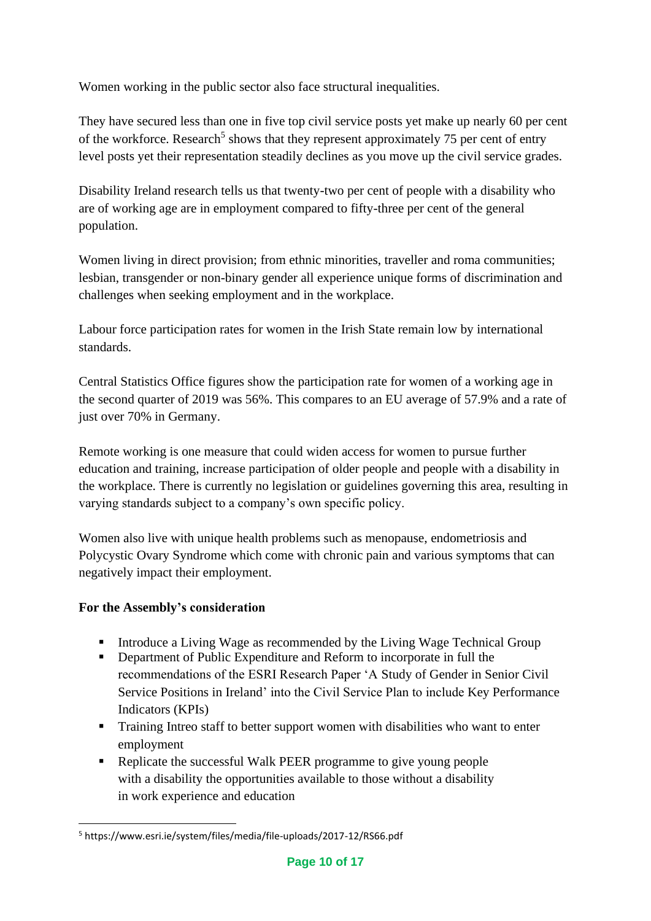Women working in the public sector also face structural inequalities.

They have secured less than one in five top civil service posts yet make up nearly 60 per cent of the workforce. Research[5] shows that they represent approximately 75 per cent of entry level posts yet their representation steadily declines as you move up the civil service grades.

Disability Ireland research tells us that twenty-two per cent of people with a disability who are of working age are in employment compared to fifty-three per cent of the general population.

Women living in direct provision; from ethnic minorities, traveller and roma communities; lesbian, transgender or non-binary gender all experience unique forms of discrimination and challenges when seeking employment and in the workplace.

Labour force participation rates for women in the Irish State remain low by international standards.

Central Statistics Office figures show the participation rate for women of a working age in the second quarter of 2019 was 56%. This compares to an EU average of 57.9% and a rate of just over 70% in Germany.

Remote working is one measure that could widen access for women to pursue further education and training, increase participation of older people and people with a disability in the workplace. There is currently no legislation or guidelines governing this area, resulting in varying standards subject to a company's own specific policy.

Women also live with unique health problems such as menopause, endometriosis and Polycystic Ovary Syndrome which come with chronic pain and various symptoms that can negatively impact their employment.

**For the Assembly's consideration**

- Introduce a Living Wage as recommended by the Living Wage Technical Group
- Department of Public Expenditure and Reform to incorporate in full the recommendations of the ESRI Research Paper 'A Study of Gender in Senior Civil Service Positions in Ireland' into the Civil Service Plan to include Key Performance Indicators (KPIs)
- Training Intreo staff to better support women with disabilities who want to enter employment
- Replicate the successful Walk PEER programme to give young people with a disability the opportunities available to those without a disability in work experience and education

[5] https://www.esri.ie/system/files/media/file-uploads/2017-12/RS66.pdf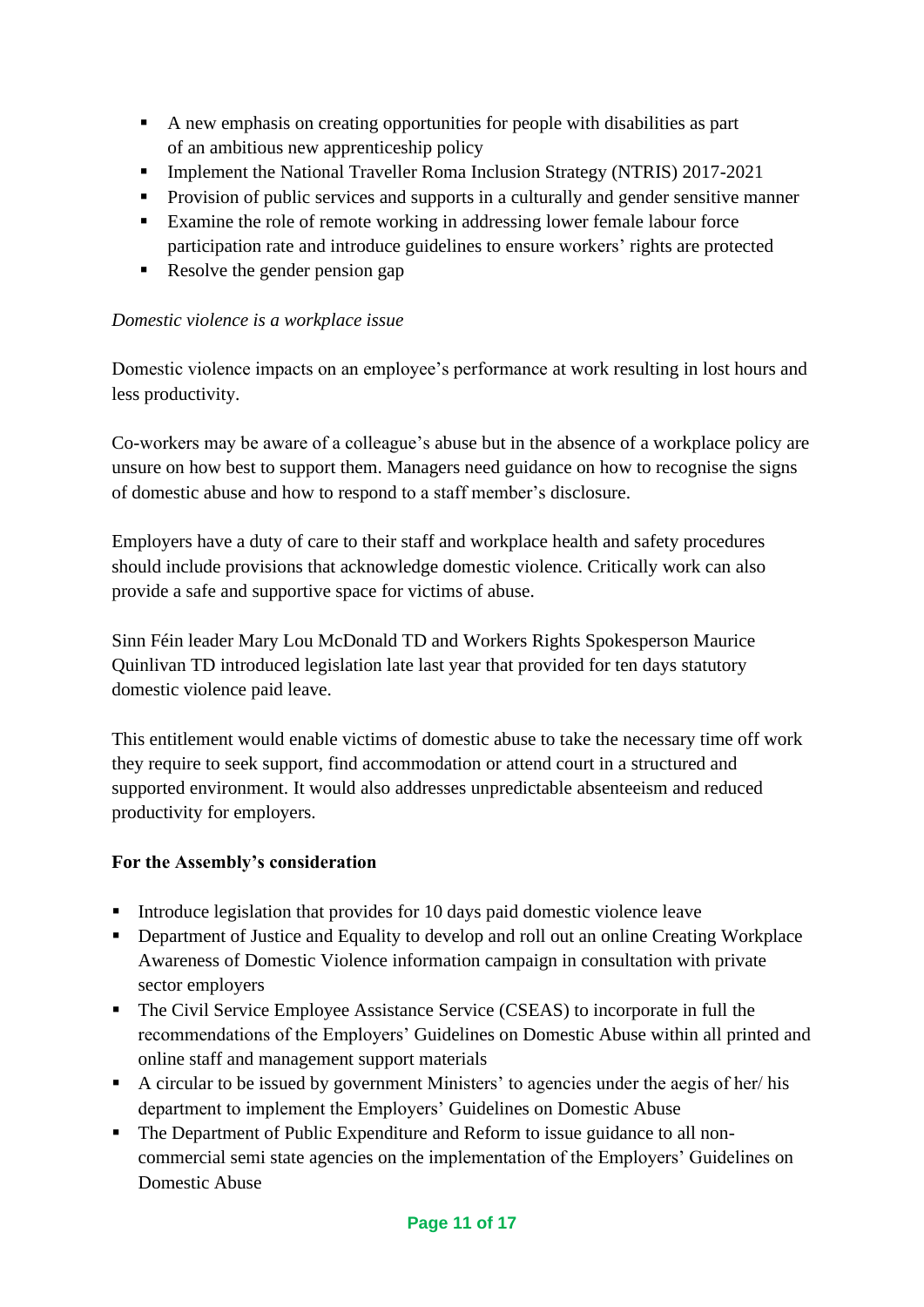- A new emphasis on creating opportunities for people with disabilities as part of an ambitious new apprenticeship policy
- Implement the National Traveller Roma Inclusion Strategy (NTRIS) 2017-2021
- Provision of public services and supports in a culturally and gender sensitive manner
- Examine the role of remote working in addressing lower female labour force participation rate and introduce guidelines to ensure workers' rights are protected
- Resolve the gender pension gap

*Domestic violence is a workplace issue*

Domestic violence impacts on an employee's performance at work resulting in lost hours and less productivity.

Co-workers may be aware of a colleague's abuse but in the absence of a workplace policy are unsure on how best to support them. Managers need guidance on how to recognise the signs of domestic abuse and how to respond to a staff member's disclosure.

Employers have a duty of care to their staff and workplace health and safety procedures should include provisions that acknowledge domestic violence. Critically work can also provide a safe and supportive space for victims of abuse.

Sinn Féin leader Mary Lou McDonald TD and Workers Rights Spokesperson Maurice Quinlivan TD introduced legislation late last year that provided for ten days statutory domestic violence paid leave.

This entitlement would enable victims of domestic abuse to take the necessary time off work they require to seek support, find accommodation or attend court in a structured and supported environment. It would also addresses unpredictable absenteeism and reduced productivity for employers.

**For the Assembly's consideration**

- Introduce legislation that provides for 10 days paid domestic violence leave
- Department of Justice and Equality to develop and roll out an online Creating Workplace Awareness of Domestic Violence information campaign in consultation with private sector employers
- The Civil Service Employee Assistance Service (CSEAS) to incorporate in full the recommendations of the Employers' Guidelines on Domestic Abuse within all printed and online staff and management support materials
- A circular to be issued by government Ministers' to agencies under the aegis of her/ his department to implement the Employers' Guidelines on Domestic Abuse
- The Department of Public Expenditure and Reform to issue guidance to all non-commercial semi state agencies on the implementation of the Employers' Guidelines on Domestic Abuse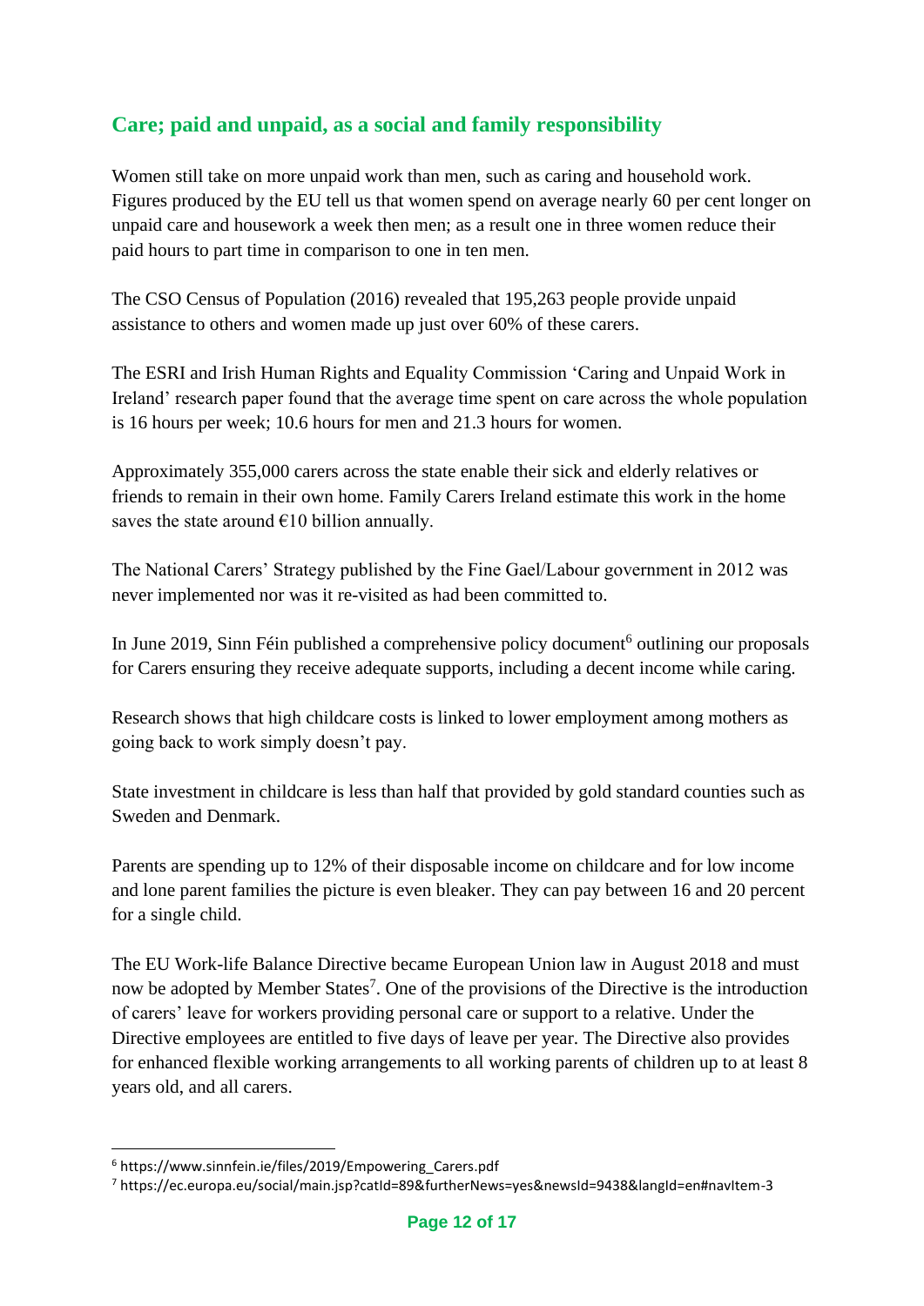## Care; paid and unpaid, as a social and family responsibility

Women still take on more unpaid work than men, such as caring and household work. Figures produced by the EU tell us that women spend on average nearly 60 per cent longer on unpaid care and housework a week then men; as a result one in three women reduce their paid hours to part time in comparison to one in ten men.

The CSO Census of Population (2016) revealed that 195,263 people provide unpaid assistance to others and women made up just over 60% of these carers.

The ESRI and Irish Human Rights and Equality Commission 'Caring and Unpaid Work in Ireland' research paper found that the average time spent on care across the whole population is 16 hours per week; 10.6 hours for men and 21.3 hours for women.

Approximately 355,000 carers across the state enable their sick and elderly relatives or friends to remain in their own home. Family Carers Ireland estimate this work in the home saves the state around €10 billion annually.

The National Carers' Strategy published by the Fine Gael/Labour government in 2012 was never implemented nor was it re-visited as had been committed to.

In June 2019, Sinn Féin published a comprehensive policy document[6] outlining our proposals for Carers ensuring they receive adequate supports, including a decent income while caring.

Research shows that high childcare costs is linked to lower employment among mothers as going back to work simply doesn't pay.

State investment in childcare is less than half that provided by gold standard counties such as Sweden and Denmark.

Parents are spending up to 12% of their disposable income on childcare and for low income and lone parent families the picture is even bleaker. They can pay between 16 and 20 percent for a single child.

The EU Work-life Balance Directive became European Union law in August 2018 and must now be adopted by Member States[7]. One of the provisions of the Directive is the introduction of carers' leave for workers providing personal care or support to a relative. Under the Directive employees are entitled to five days of leave per year. The Directive also provides for enhanced flexible working arrangements to all working parents of children up to at least 8 years old, and all carers.

---

[6] https://www.sinnfein.ie/files/2019/Empowering_Carers.pdf

[7] https://ec.europa.eu/social/main.jsp?catId=89&furtherNews=yes&newsId=9438&langId=en#navItem-3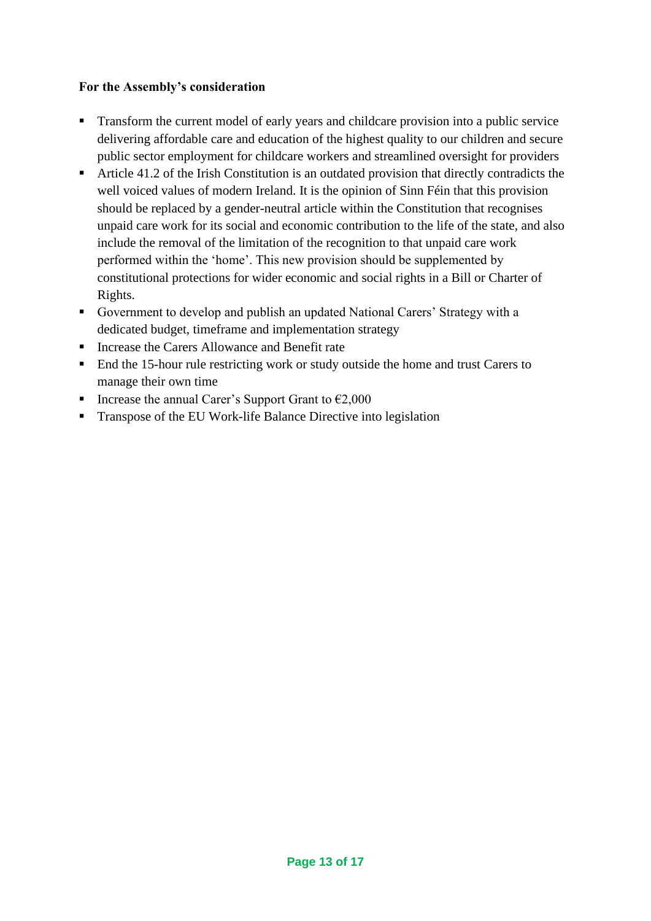**For the Assembly's consideration**

- Transform the current model of early years and childcare provision into a public service delivering affordable care and education of the highest quality to our children and secure public sector employment for childcare workers and streamlined oversight for providers
- Article 41.2 of the Irish Constitution is an outdated provision that directly contradicts the well voiced values of modern Ireland. It is the opinion of Sinn Féin that this provision should be replaced by a gender-neutral article within the Constitution that recognises unpaid care work for its social and economic contribution to the life of the state, and also include the removal of the limitation of the recognition to that unpaid care work performed within the 'home'. This new provision should be supplemented by constitutional protections for wider economic and social rights in a Bill or Charter of Rights.
- Government to develop and publish an updated National Carers' Strategy with a dedicated budget, timeframe and implementation strategy
- Increase the Carers Allowance and Benefit rate
- End the 15-hour rule restricting work or study outside the home and trust Carers to manage their own time
- Increase the annual Carer's Support Grant to €2,000
- Transpose of the EU Work-life Balance Directive into legislation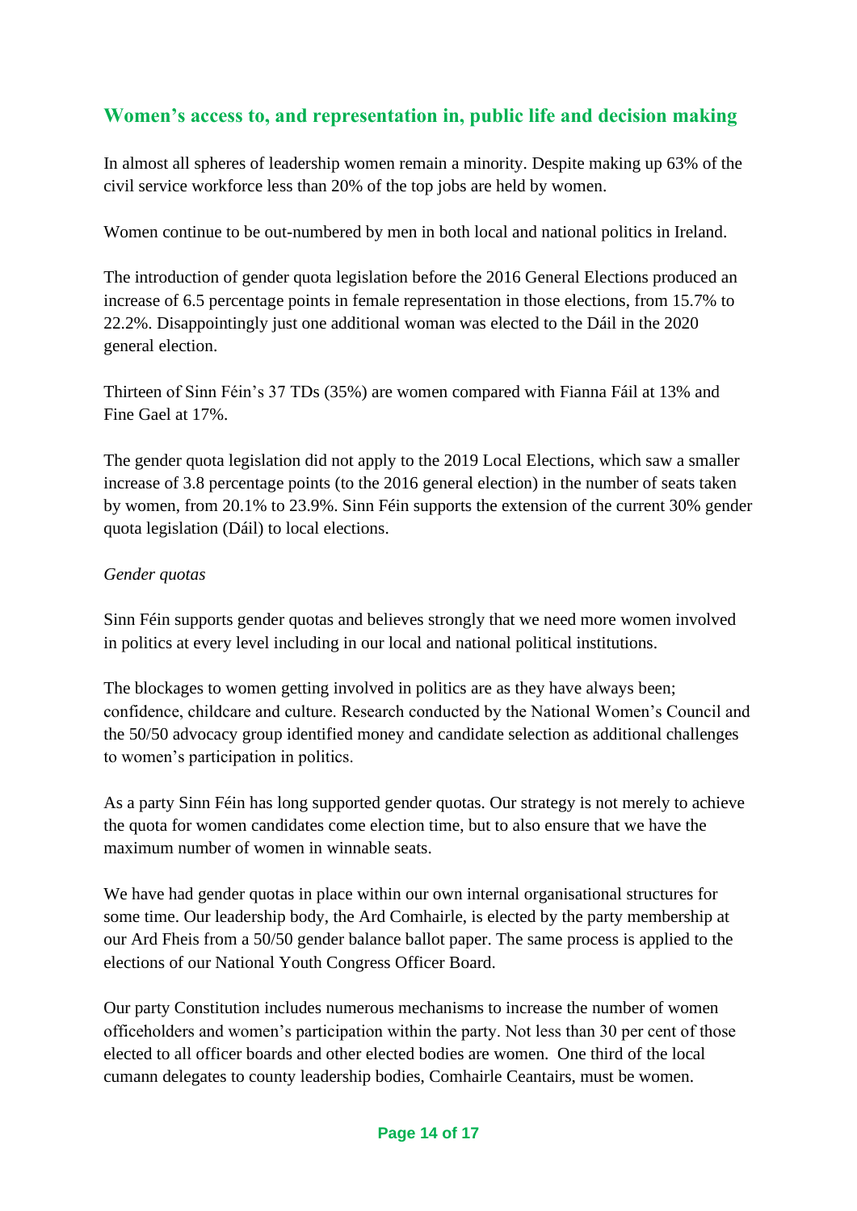## Women's access to, and representation in, public life and decision making

In almost all spheres of leadership women remain a minority. Despite making up 63% of the civil service workforce less than 20% of the top jobs are held by women.

Women continue to be out-numbered by men in both local and national politics in Ireland.

The introduction of gender quota legislation before the 2016 General Elections produced an increase of 6.5 percentage points in female representation in those elections, from 15.7% to 22.2%. Disappointingly just one additional woman was elected to the Dáil in the 2020 general election.

Thirteen of Sinn Féin's 37 TDs (35%) are women compared with Fianna Fáil at 13% and Fine Gael at 17%.

The gender quota legislation did not apply to the 2019 Local Elections, which saw a smaller increase of 3.8 percentage points (to the 2016 general election) in the number of seats taken by women, from 20.1% to 23.9%. Sinn Féin supports the extension of the current 30% gender quota legislation (Dáil) to local elections.

*Gender quotas*

Sinn Féin supports gender quotas and believes strongly that we need more women involved in politics at every level including in our local and national political institutions.

The blockages to women getting involved in politics are as they have always been; confidence, childcare and culture. Research conducted by the National Women's Council and the 50/50 advocacy group identified money and candidate selection as additional challenges to women's participation in politics.

As a party Sinn Féin has long supported gender quotas. Our strategy is not merely to achieve the quota for women candidates come election time, but to also ensure that we have the maximum number of women in winnable seats.

We have had gender quotas in place within our own internal organisational structures for some time. Our leadership body, the Ard Comhairle, is elected by the party membership at our Ard Fheis from a 50/50 gender balance ballot paper. The same process is applied to the elections of our National Youth Congress Officer Board.

Our party Constitution includes numerous mechanisms to increase the number of women officeholders and women's participation within the party. Not less than 30 per cent of those elected to all officer boards and other elected bodies are women. One third of the local cumann delegates to county leadership bodies, Comhairle Ceantairs, must be women.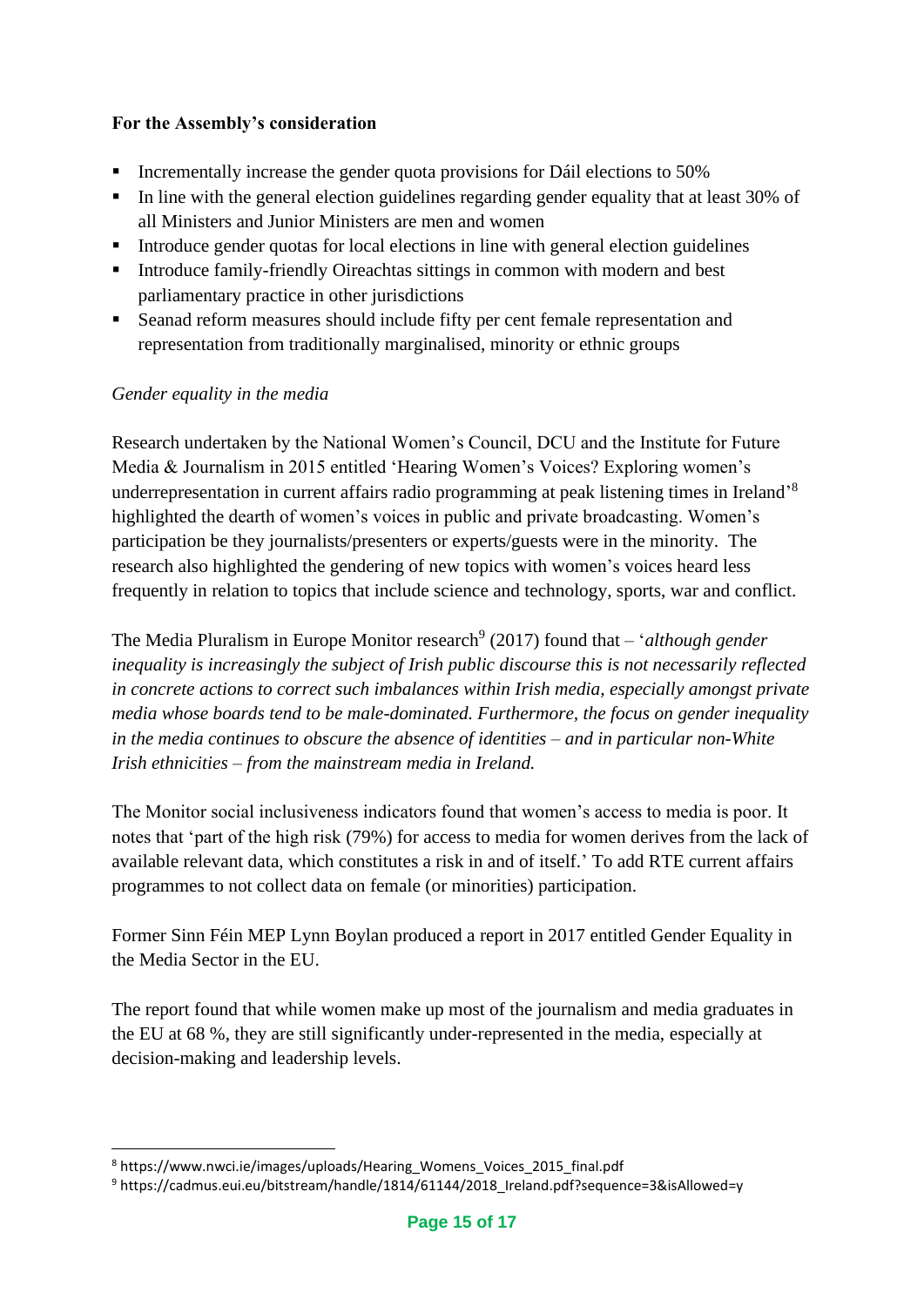**For the Assembly's consideration**

- Incrementally increase the gender quota provisions for Dáil elections to 50%
- In line with the general election guidelines regarding gender equality that at least 30% of all Ministers and Junior Ministers are men and women
- Introduce gender quotas for local elections in line with general election guidelines
- Introduce family-friendly Oireachtas sittings in common with modern and best parliamentary practice in other jurisdictions
- Seanad reform measures should include fifty per cent female representation and representation from traditionally marginalised, minority or ethnic groups

*Gender equality in the media*

Research undertaken by the National Women's Council, DCU and the Institute for Future Media & Journalism in 2015 entitled 'Hearing Women's Voices? Exploring women's underrepresentation in current affairs radio programming at peak listening times in Ireland'[8] highlighted the dearth of women's voices in public and private broadcasting. Women's participation be they journalists/presenters or experts/guests were in the minority. The research also highlighted the gendering of new topics with women's voices heard less frequently in relation to topics that include science and technology, sports, war and conflict.

The Media Pluralism in Europe Monitor research[9] (2017) found that – '*although gender inequality is increasingly the subject of Irish public discourse this is not necessarily reflected in concrete actions to correct such imbalances within Irish media, especially amongst private media whose boards tend to be male-dominated. Furthermore, the focus on gender inequality in the media continues to obscure the absence of identities – and in particular non-White Irish ethnicities – from the mainstream media in Ireland.*

The Monitor social inclusiveness indicators found that women's access to media is poor. It notes that 'part of the high risk (79%) for access to media for women derives from the lack of available relevant data, which constitutes a risk in and of itself.' To add RTE current affairs programmes to not collect data on female (or minorities) participation.

Former Sinn Féin MEP Lynn Boylan produced a report in 2017 entitled Gender Equality in the Media Sector in the EU.

The report found that while women make up most of the journalism and media graduates in the EU at 68 %, they are still significantly under-represented in the media, especially at decision-making and leadership levels.

[8] https://www.nwci.ie/images/uploads/Hearing_Womens_Voices_2015_final.pdf

[9] https://cadmus.eui.eu/bitstream/handle/1814/61144/2018_Ireland.pdf?sequence=3&isAllowed=y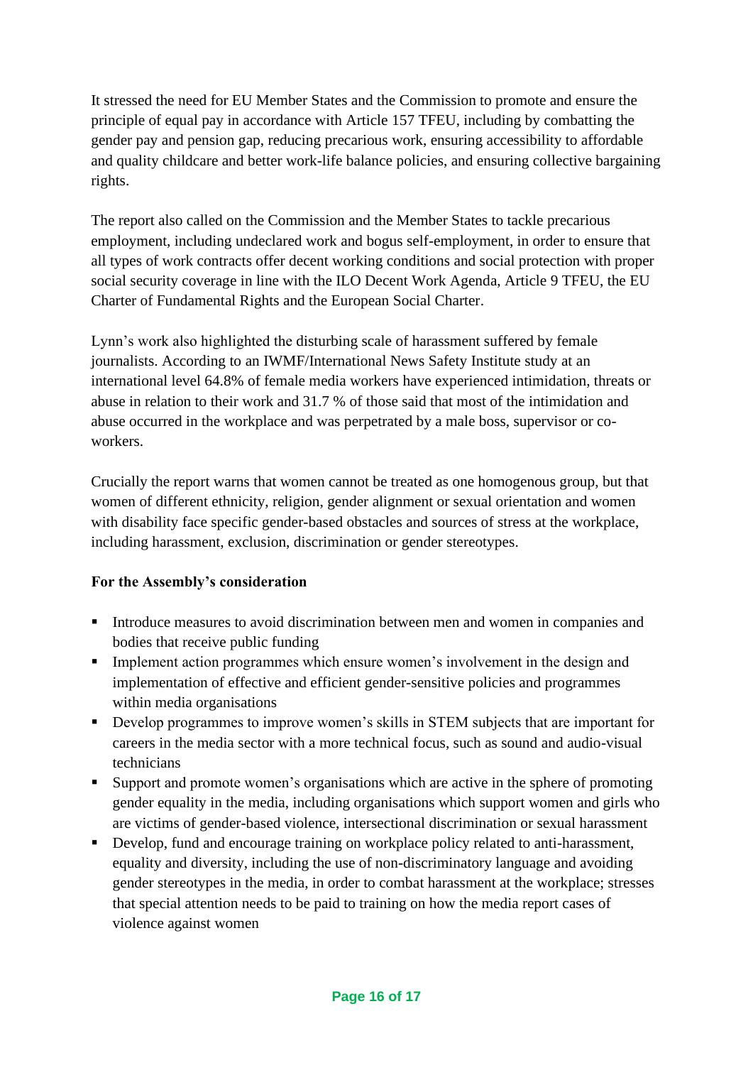It stressed the need for EU Member States and the Commission to promote and ensure the principle of equal pay in accordance with Article 157 TFEU, including by combatting the gender pay and pension gap, reducing precarious work, ensuring accessibility to affordable and quality childcare and better work-life balance policies, and ensuring collective bargaining rights.

The report also called on the Commission and the Member States to tackle precarious employment, including undeclared work and bogus self-employment, in order to ensure that all types of work contracts offer decent working conditions and social protection with proper social security coverage in line with the ILO Decent Work Agenda, Article 9 TFEU, the EU Charter of Fundamental Rights and the European Social Charter.

Lynn's work also highlighted the disturbing scale of harassment suffered by female journalists. According to an IWMF/International News Safety Institute study at an international level 64.8% of female media workers have experienced intimidation, threats or abuse in relation to their work and 31.7 % of those said that most of the intimidation and abuse occurred in the workplace and was perpetrated by a male boss, supervisor or co-workers.

Crucially the report warns that women cannot be treated as one homogenous group, but that women of different ethnicity, religion, gender alignment or sexual orientation and women with disability face specific gender-based obstacles and sources of stress at the workplace, including harassment, exclusion, discrimination or gender stereotypes.

**For the Assembly's consideration**

- Introduce measures to avoid discrimination between men and women in companies and bodies that receive public funding
- Implement action programmes which ensure women's involvement in the design and implementation of effective and efficient gender-sensitive policies and programmes within media organisations
- Develop programmes to improve women's skills in STEM subjects that are important for careers in the media sector with a more technical focus, such as sound and audio-visual technicians
- Support and promote women's organisations which are active in the sphere of promoting gender equality in the media, including organisations which support women and girls who are victims of gender-based violence, intersectional discrimination or sexual harassment
- Develop, fund and encourage training on workplace policy related to anti-harassment, equality and diversity, including the use of non-discriminatory language and avoiding gender stereotypes in the media, in order to combat harassment at the workplace; stresses that special attention needs to be paid to training on how the media report cases of violence against women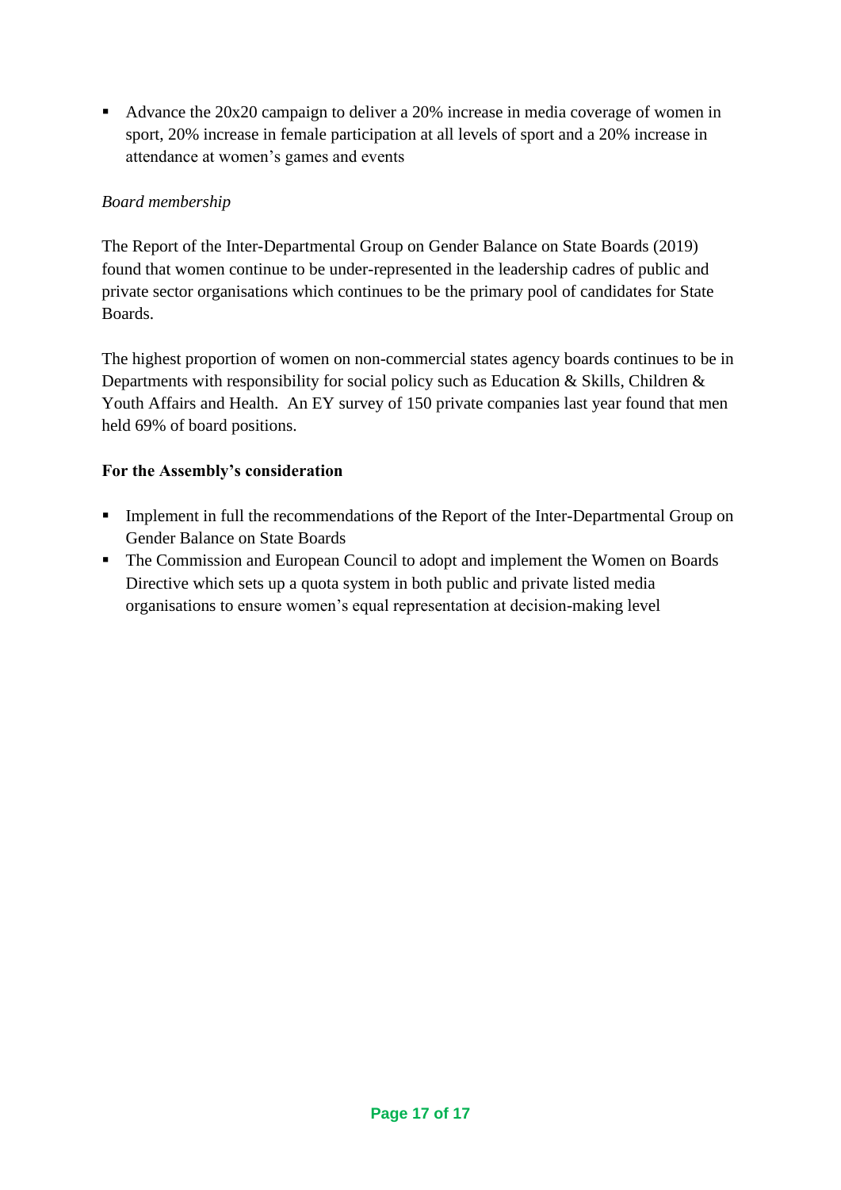- Advance the 20x20 campaign to deliver a 20% increase in media coverage of women in sport, 20% increase in female participation at all levels of sport and a 20% increase in attendance at women's games and events

*Board membership*

The Report of the Inter-Departmental Group on Gender Balance on State Boards (2019) found that women continue to be under-represented in the leadership cadres of public and private sector organisations which continues to be the primary pool of candidates for State Boards.

The highest proportion of women on non-commercial states agency boards continues to be in Departments with responsibility for social policy such as Education & Skills, Children & Youth Affairs and Health. An EY survey of 150 private companies last year found that men held 69% of board positions.

**For the Assembly's consideration**

- Implement in full the recommendations of the Report of the Inter-Departmental Group on Gender Balance on State Boards
- The Commission and European Council to adopt and implement the Women on Boards Directive which sets up a quota system in both public and private listed media organisations to ensure women's equal representation at decision-making level